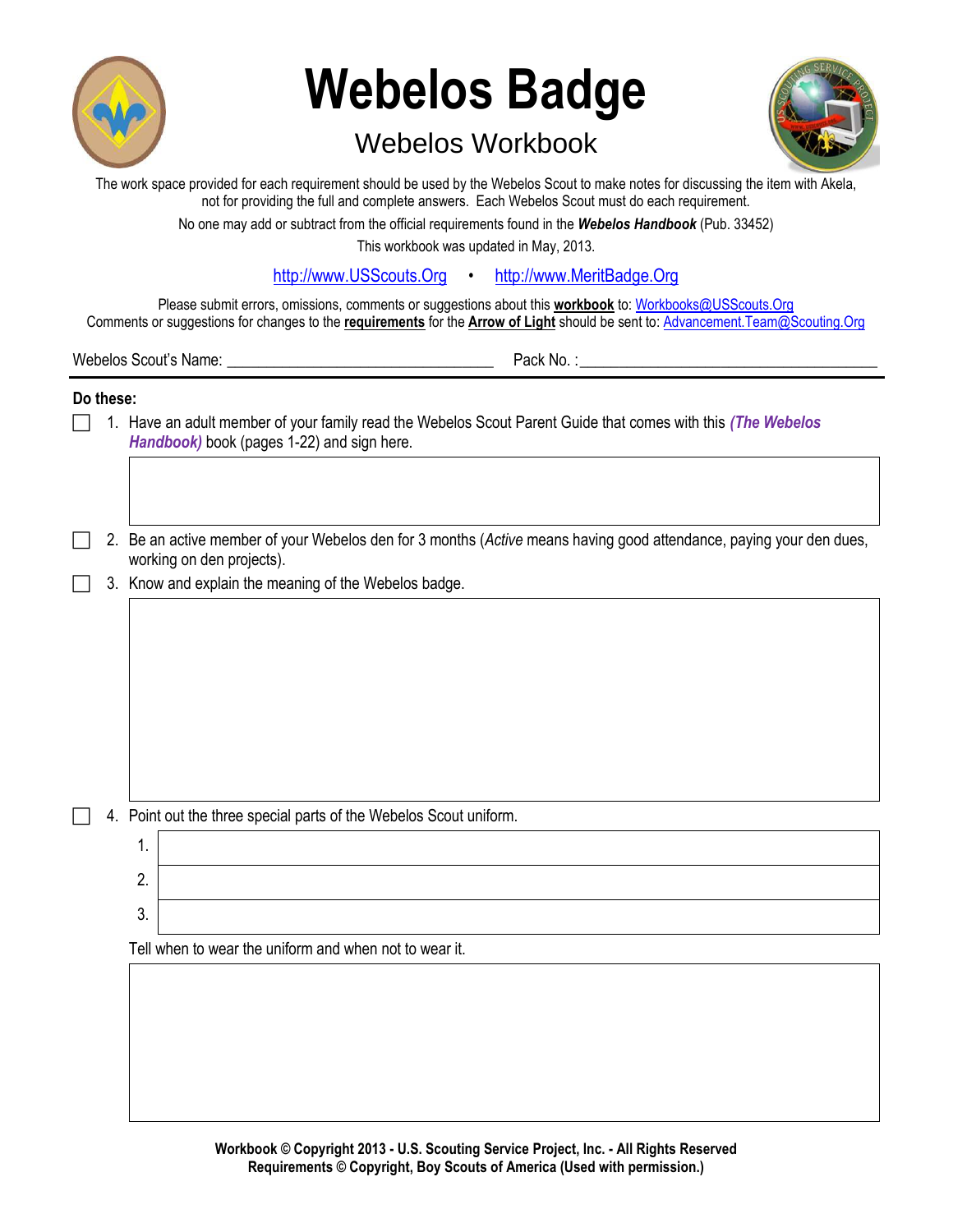# Webelos Badge

## Webelos Workbook

The work space provided for each requirement should be used by the Webelos Scout to make notes for discussing the item with Akela, not for providing the full and complete answers. Each Webelos Scout must do each requirement.

No one may add or subtract from the official requirements found in the ***Webelos Handbook*** (Pub. 33452)

This workbook was updated in May, 2013.

http://www.USScouts.Org • http://www.MeritBadge.Org

Please submit errors, omissions, comments or suggestions about this **workbook** to: Workbooks@USScouts.Org
Comments or suggestions for changes to the **requirements** for the **Arrow of Light** should be sent to: Advancement.Team@Scouting.Org

Webelos Scout's Name: _________________________________ Pack No. :_____________________________________

---

**Do these:**

- [ ] 1. Have an adult member of your family read the Webelos Scout Parent Guide that comes with this ***(The Webelos Handbook)*** book (pages 1-22) and sign here.

- [ ] 2. Be an active member of your Webelos den for 3 months (*Active* means having good attendance, paying your den dues, working on den projects).

- [ ] 3. Know and explain the meaning of the Webelos badge.

- [ ] 4. Point out the three special parts of the Webelos Scout uniform.

   1.
   2.
   3.

   Tell when to wear the uniform and when not to wear it.

**Workbook © Copyright 2013 - U.S. Scouting Service Project, Inc. - All Rights Reserved**
**Requirements © Copyright, Boy Scouts of America (Used with permission.)**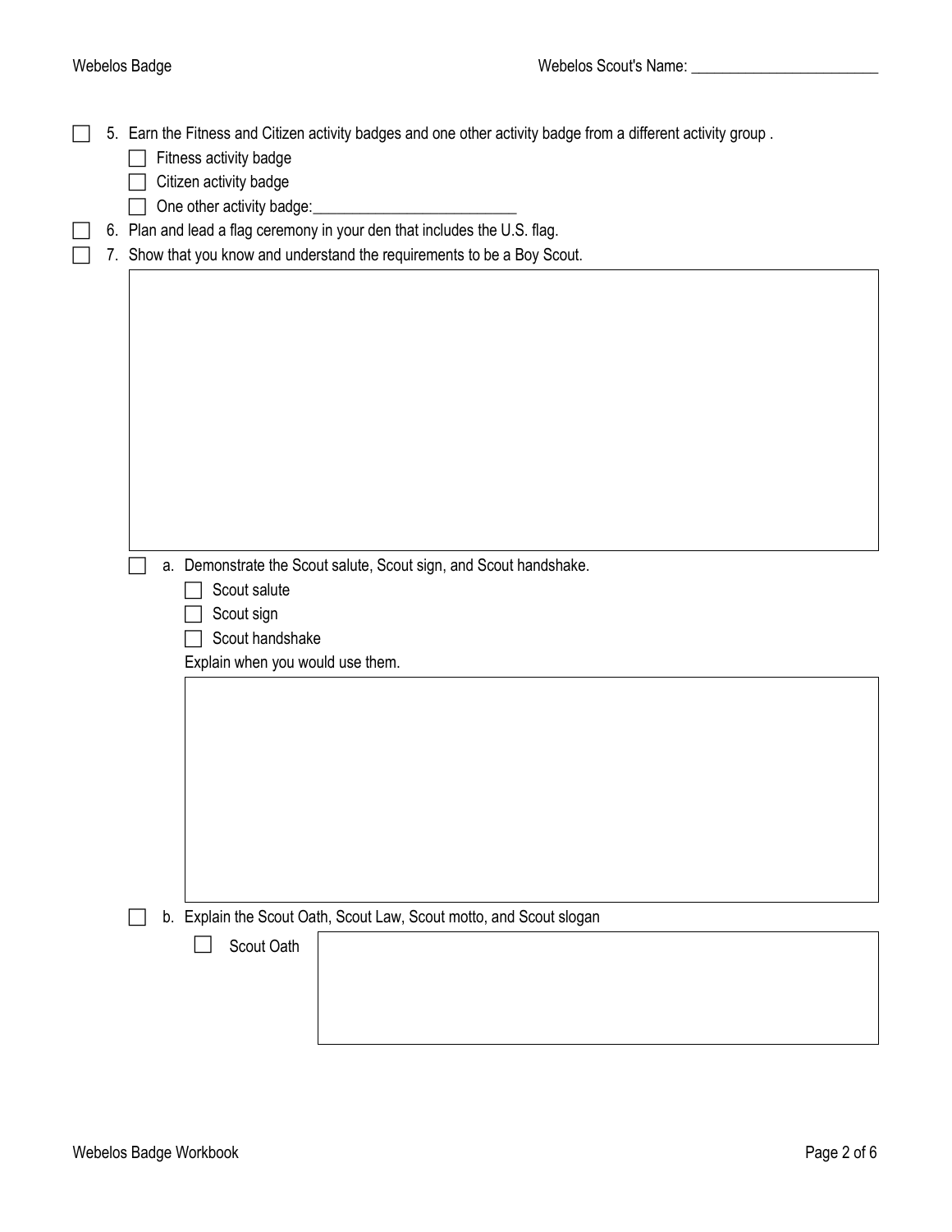Webelos Scout's Name: ________________________

- [ ] 5. Earn the Fitness and Citizen activity badges and one other activity badge from a different activity group .
  - [ ] Fitness activity badge
  - [ ] Citizen activity badge
  - [ ] One other activity badge:__________________________
- [ ] 6. Plan and lead a flag ceremony in your den that includes the U.S. flag.
- [ ] 7. Show that you know and understand the requirements to be a Boy Scout.
  - [ ] a. Demonstrate the Scout salute, Scout sign, and Scout handshake.
    - [ ] Scout salute
    - [ ] Scout sign
    - [ ] Scout handshake

    Explain when you would use them.
  - [ ] b. Explain the Scout Oath, Scout Law, Scout motto, and Scout slogan
    - [ ] Scout Oath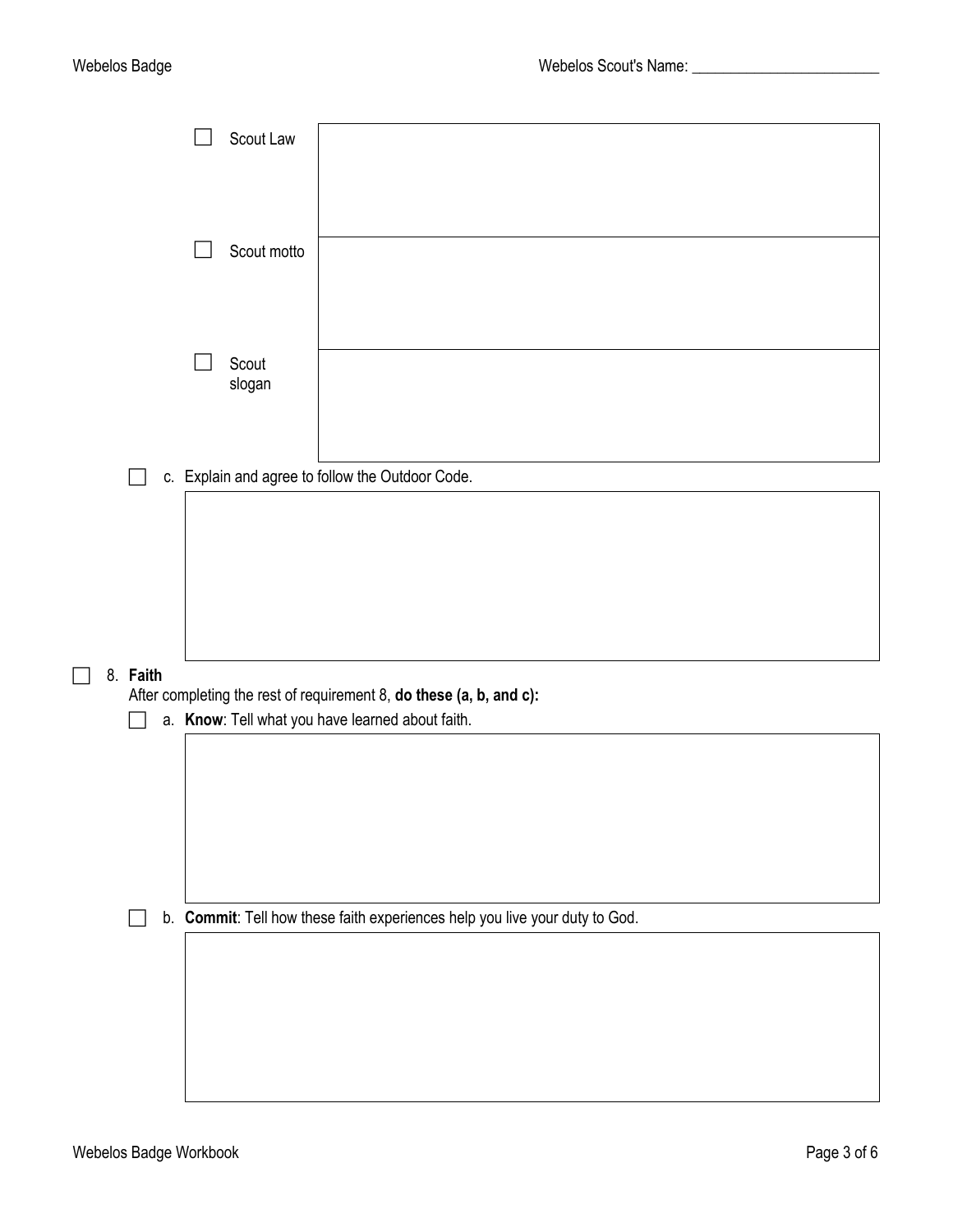- [ ] Scout Law

- [ ] Scout motto

- [ ] Scout slogan

- [ ] c. Explain and agree to follow the Outdoor Code.

- [ ] 8. **Faith**

After completing the rest of requirement 8, **do these (a, b, and c):**

- [ ] a. **Know**: Tell what you have learned about faith.

- [ ] b. **Commit**: Tell how these faith experiences help you live your duty to God.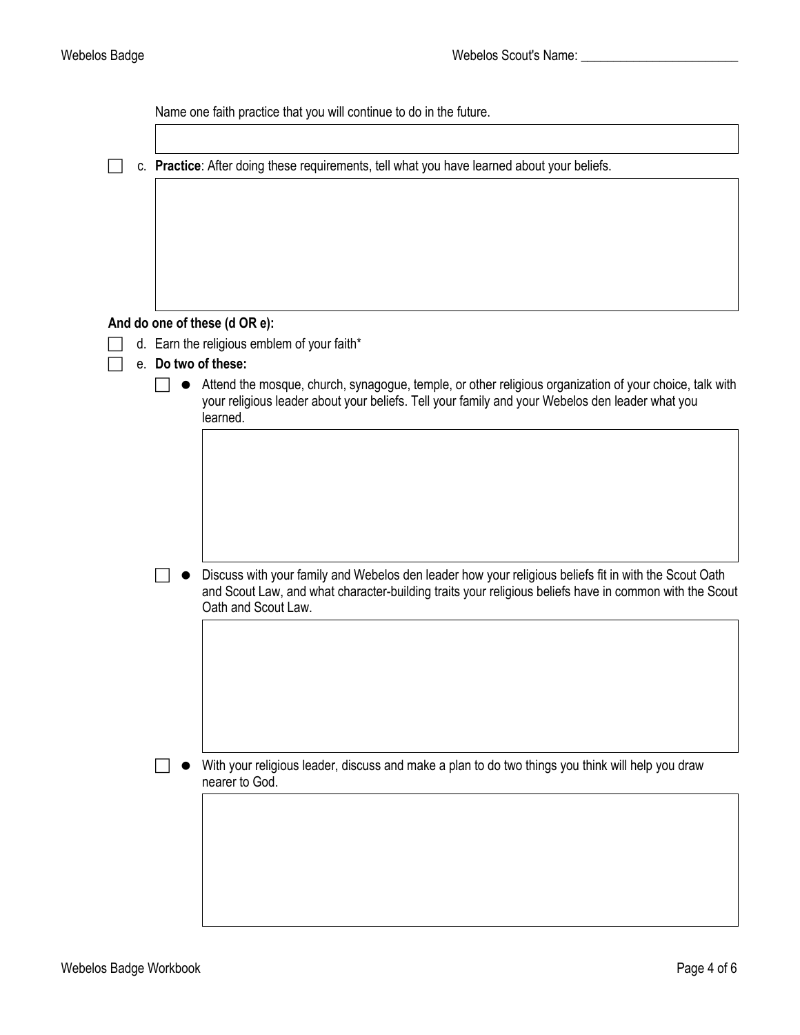Name one faith practice that you will continue to do in the future.

- [ ] c. **Practice**: After doing these requirements, tell what you have learned about your beliefs.

**And do one of these (d OR e):**

- [ ] d. Earn the religious emblem of your faith*
- [ ] e. **Do two of these:**
  - [ ] Attend the mosque, church, synagogue, temple, or other religious organization of your choice, talk with your religious leader about your beliefs. Tell your family and your Webelos den leader what you learned.
  - [ ] Discuss with your family and Webelos den leader how your religious beliefs fit in with the Scout Oath and Scout Law, and what character-building traits your religious beliefs have in common with the Scout Oath and Scout Law.
  - [ ] With your religious leader, discuss and make a plan to do two things you think will help you draw nearer to God.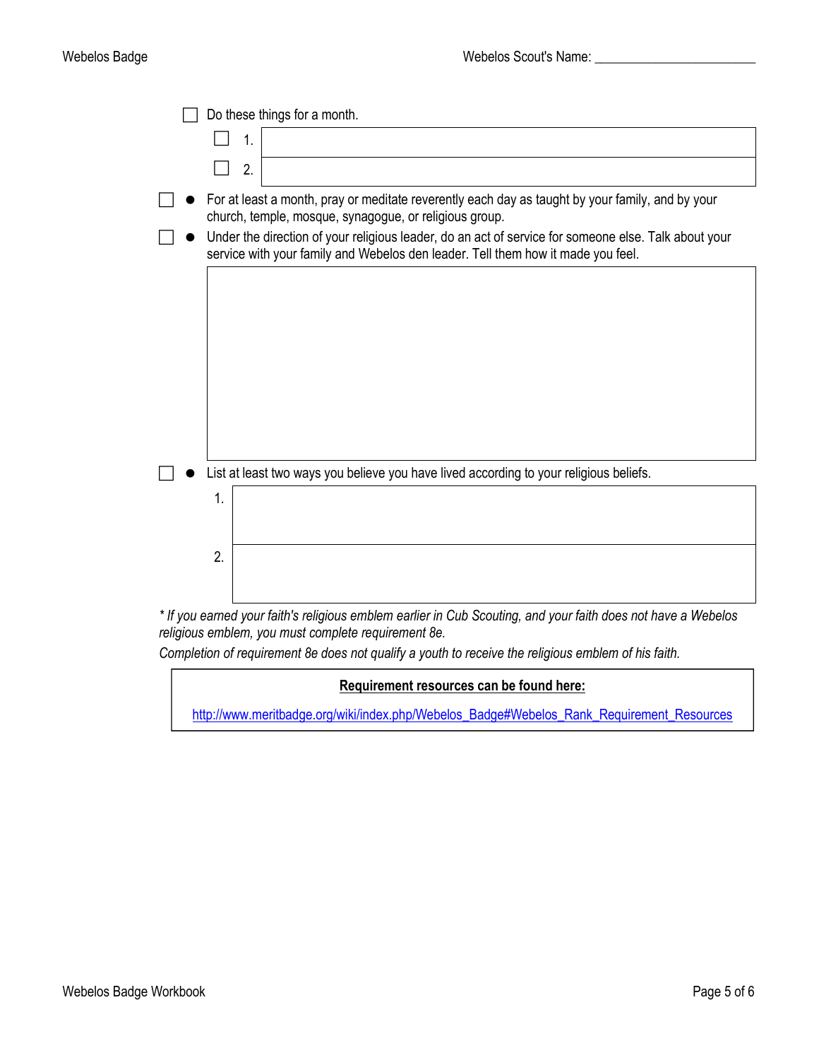- [ ] Do these things for a month.
  - [ ] 1.
  - [ ] 2.
- [ ] For at least a month, pray or meditate reverently each day as taught by your family, and by your church, temple, mosque, synagogue, or religious group.
- [ ] Under the direction of your religious leader, do an act of service for someone else. Talk about your service with your family and Webelos den leader. Tell them how it made you feel.
- [ ] List at least two ways you believe you have lived according to your religious beliefs.
  1.
  2.

*\* If you earned your faith's religious emblem earlier in Cub Scouting, and your faith does not have a Webelos religious emblem, you must complete requirement 8e.*

*Completion of requirement 8e does not qualify a youth to receive the religious emblem of his faith.*

**Requirement resources can be found here:**

http://www.meritbadge.org/wiki/index.php/Webelos_Badge#Webelos_Rank_Requirement_Resources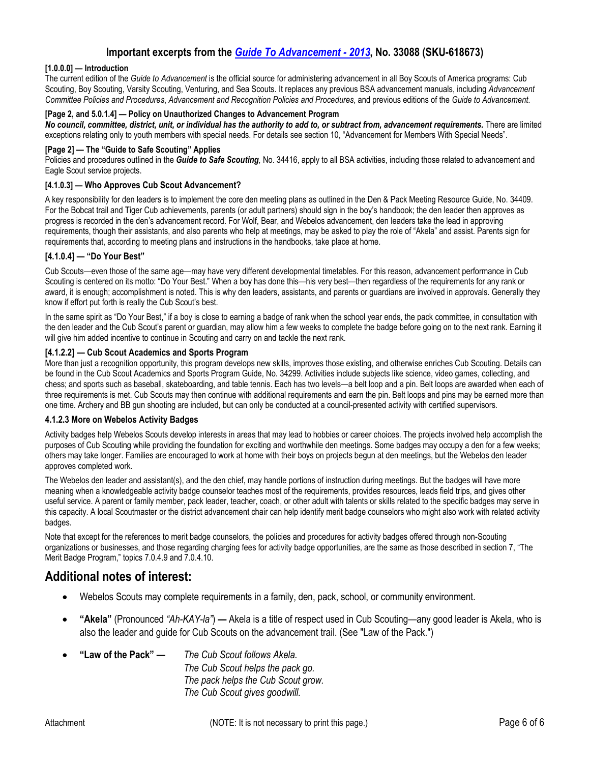# Important excerpts from the *Guide To Advancement - 2013*, No. 33088 (SKU-618673)

### [1.0.0.0] — Introduction

The current edition of the *Guide to Advancement* is the official source for administering advancement in all Boy Scouts of America programs: Cub Scouting, Boy Scouting, Varsity Scouting, Venturing, and Sea Scouts. It replaces any previous BSA advancement manuals, including *Advancement Committee Policies and Procedures*, *Advancement and Recognition Policies and Procedures*, and previous editions of the *Guide to Advancement*.

### [Page 2, and 5.0.1.4] — Policy on Unauthorized Changes to Advancement Program

***No council, committee, district, unit, or individual has the authority to add to, or subtract from, advancement requirements.*** There are limited exceptions relating only to youth members with special needs. For details see section 10, "Advancement for Members With Special Needs".

### [Page 2] — The "Guide to Safe Scouting" Applies

Policies and procedures outlined in the ***Guide to Safe Scouting***, No. 34416, apply to all BSA activities, including those related to advancement and Eagle Scout service projects.

### [4.1.0.3] — Who Approves Cub Scout Advancement?

A key responsibility for den leaders is to implement the core den meeting plans as outlined in the Den & Pack Meeting Resource Guide, No. 34409. For the Bobcat trail and Tiger Cub achievements, parents (or adult partners) should sign in the boy's handbook; the den leader then approves as progress is recorded in the den's advancement record. For Wolf, Bear, and Webelos advancement, den leaders take the lead in approving requirements, though their assistants, and also parents who help at meetings, may be asked to play the role of "Akela" and assist. Parents sign for requirements that, according to meeting plans and instructions in the handbooks, take place at home.

### [4.1.0.4] — "Do Your Best"

Cub Scouts—even those of the same age—may have very different developmental timetables. For this reason, advancement performance in Cub Scouting is centered on its motto: "Do Your Best." When a boy has done this—his very best—then regardless of the requirements for any rank or award, it is enough; accomplishment is noted. This is why den leaders, assistants, and parents or guardians are involved in approvals. Generally they know if effort put forth is really the Cub Scout's best.

In the same spirit as "Do Your Best," if a boy is close to earning a badge of rank when the school year ends, the pack committee, in consultation with the den leader and the Cub Scout's parent or guardian, may allow him a few weeks to complete the badge before going on to the next rank. Earning it will give him added incentive to continue in Scouting and carry on and tackle the next rank.

### [4.1.2.2] — Cub Scout Academics and Sports Program

More than just a recognition opportunity, this program develops new skills, improves those existing, and otherwise enriches Cub Scouting. Details can be found in the Cub Scout Academics and Sports Program Guide, No. 34299. Activities include subjects like science, video games, collecting, and chess; and sports such as baseball, skateboarding, and table tennis. Each has two levels—a belt loop and a pin. Belt loops are awarded when each of three requirements is met. Cub Scouts may then continue with additional requirements and earn the pin. Belt loops and pins may be earned more than one time. Archery and BB gun shooting are included, but can only be conducted at a council-presented activity with certified supervisors.

### 4.1.2.3 More on Webelos Activity Badges

Activity badges help Webelos Scouts develop interests in areas that may lead to hobbies or career choices. The projects involved help accomplish the purposes of Cub Scouting while providing the foundation for exciting and worthwhile den meetings. Some badges may occupy a den for a few weeks; others may take longer. Families are encouraged to work at home with their boys on projects begun at den meetings, but the Webelos den leader approves completed work.

The Webelos den leader and assistant(s), and the den chief, may handle portions of instruction during meetings. But the badges will have more meaning when a knowledgeable activity badge counselor teaches most of the requirements, provides resources, leads field trips, and gives other useful service. A parent or family member, pack leader, teacher, coach, or other adult with talents or skills related to the specific badges may serve in this capacity. A local Scoutmaster or the district advancement chair can help identify merit badge counselors who might also work with related activity badges.

Note that except for the references to merit badge counselors, the policies and procedures for activity badges offered through non-Scouting organizations or businesses, and those regarding charging fees for activity badge opportunities, are the same as those described in section 7, "The Merit Badge Program," topics 7.0.4.9 and 7.0.4.10.

## Additional notes of interest:

- Webelos Scouts may complete requirements in a family, den, pack, school, or community environment.
- **"Akela"** (Pronounced *"Ah-KAY-la"*) **—** Akela is a title of respect used in Cub Scouting—any good leader is Akela, who is also the leader and guide for Cub Scouts on the advancement trail. (See "Law of the Pack.")
- **"Law of the Pack" —** *The Cub Scout follows Akela.*
  *The Cub Scout helps the pack go.*
  *The pack helps the Cub Scout grow.*
  *The Cub Scout gives goodwill.*

Attachment (NOTE: It is not necessary to print this page.)